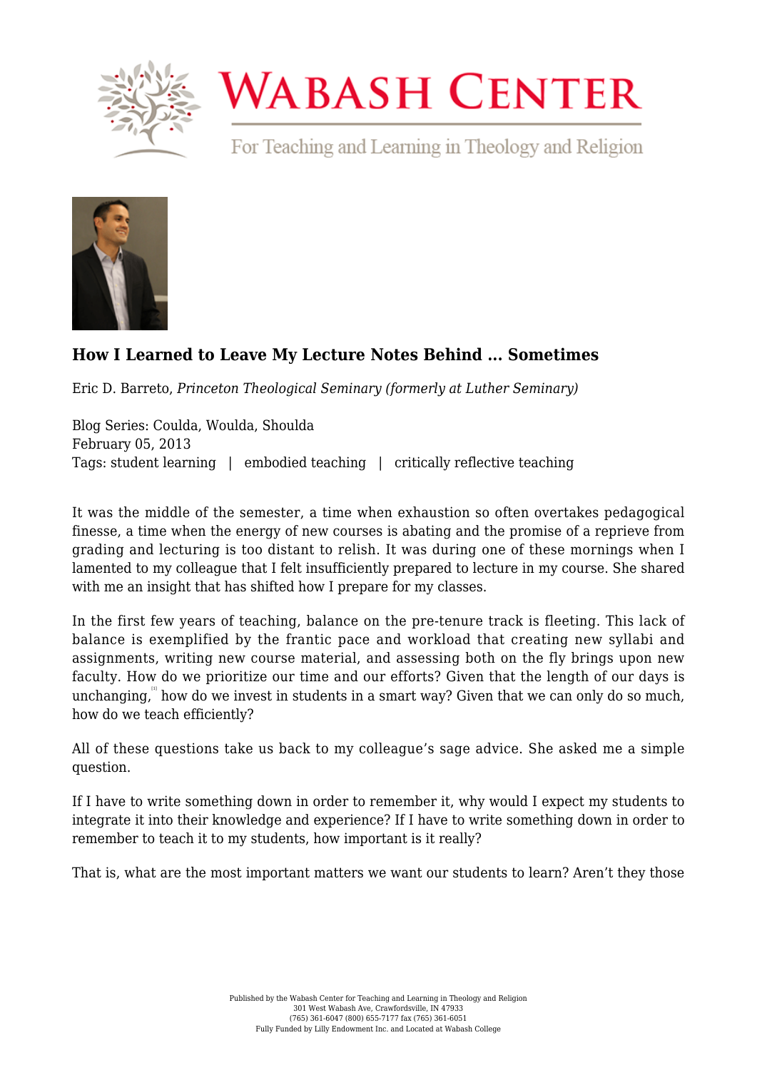# How I Learned to Leave My Lecture Notes Behind … Sometimes

Eric D. Barreto, *Princeton Theological Seminary (formerly at Luther Seminary)*

Blog Series: Coulda, Woulda, Shoulda
February 05, 2013
Tags: student learning | embodied teaching | critically reflective teaching

It was the middle of the semester, a time when exhaustion so often overtakes pedagogical finesse, a time when the energy of new courses is abating and the promise of a reprieve from grading and lecturing is too distant to relish. It was during one of these mornings when I lamented to my colleague that I felt insufficiently prepared to lecture in my course. She shared with me an insight that has shifted how I prepare for my classes.

In the first few years of teaching, balance on the pre-tenure track is fleeting. This lack of balance is exemplified by the frantic pace and workload that creating new syllabi and assignments, writing new course material, and assessing both on the fly brings upon new faculty. How do we prioritize our time and our efforts? Given that the length of our days is unchanging,[1] how do we invest in students in a smart way? Given that we can only do so much, how do we teach efficiently?

All of these questions take us back to my colleague's sage advice. She asked me a simple question.

If I have to write something down in order to remember it, why would I expect my students to integrate it into their knowledge and experience? If I have to write something down in order to remember to teach it to my students, how important is it really?

That is, what are the most important matters we want our students to learn? Aren't they those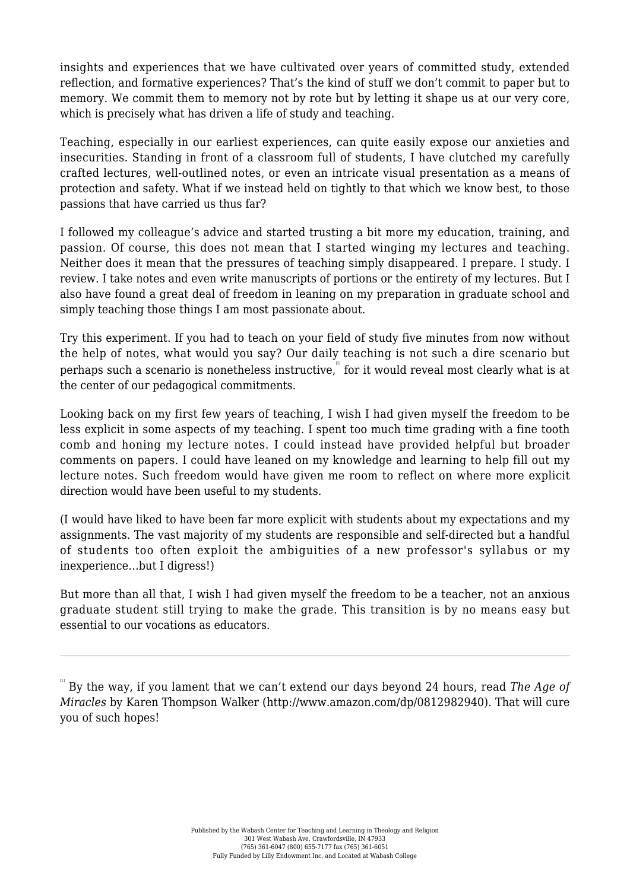insights and experiences that we have cultivated over years of committed study, extended reflection, and formative experiences? That's the kind of stuff we don't commit to paper but to memory. We commit them to memory not by rote but by letting it shape us at our very core, which is precisely what has driven a life of study and teaching.

Teaching, especially in our earliest experiences, can quite easily expose our anxieties and insecurities. Standing in front of a classroom full of students, I have clutched my carefully crafted lectures, well-outlined notes, or even an intricate visual presentation as a means of protection and safety. What if we instead held on tightly to that which we know best, to those passions that have carried us thus far?

I followed my colleague's advice and started trusting a bit more my education, training, and passion. Of course, this does not mean that I started winging my lectures and teaching. Neither does it mean that the pressures of teaching simply disappeared. I prepare. I study. I review. I take notes and even write manuscripts of portions or the entirety of my lectures. But I also have found a great deal of freedom in leaning on my preparation in graduate school and simply teaching those things I am most passionate about.

Try this experiment. If you had to teach on your field of study five minutes from now without the help of notes, what would you say? Our daily teaching is not such a dire scenario but perhaps such a scenario is nonetheless instructive,[2] for it would reveal most clearly what is at the center of our pedagogical commitments.

Looking back on my first few years of teaching, I wish I had given myself the freedom to be less explicit in some aspects of my teaching. I spent too much time grading with a fine tooth comb and honing my lecture notes. I could instead have provided helpful but broader comments on papers. I could have leaned on my knowledge and learning to help fill out my lecture notes. Such freedom would have given me room to reflect on where more explicit direction would have been useful to my students.

(I would have liked to have been far more explicit with students about my expectations and my assignments. The vast majority of my students are responsible and self-directed but a handful of students too often exploit the ambiguities of a new professor's syllabus or my inexperience…but I digress!)

But more than all that, I wish I had given myself the freedom to be a teacher, not an anxious graduate student still trying to make the grade. This transition is by no means easy but essential to our vocations as educators.

---

[1] By the way, if you lament that we can't extend our days beyond 24 hours, read *The Age of Miracles* by Karen Thompson Walker (http://www.amazon.com/dp/0812982940). That will cure you of such hopes!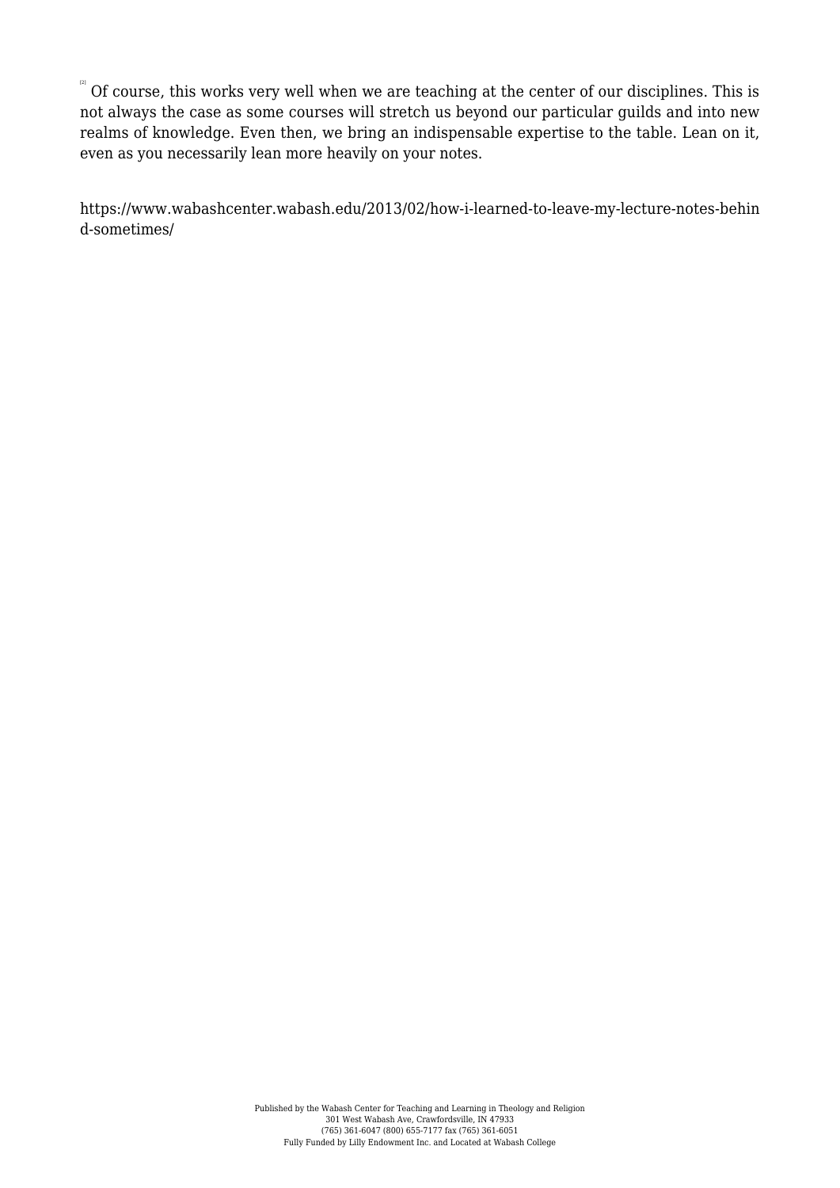[2] Of course, this works very well when we are teaching at the center of our disciplines. This is not always the case as some courses will stretch us beyond our particular guilds and into new realms of knowledge. Even then, we bring an indispensable expertise to the table. Lean on it, even as you necessarily lean more heavily on your notes.

https://www.wabashcenter.wabash.edu/2013/02/how-i-learned-to-leave-my-lecture-notes-behind-sometimes/

Published by the Wabash Center for Teaching and Learning in Theology and Religion
301 West Wabash Ave, Crawfordsville, IN 47933
(765) 361-6047 (800) 655-7177 fax (765) 361-6051
Fully Funded by Lilly Endowment Inc. and Located at Wabash College